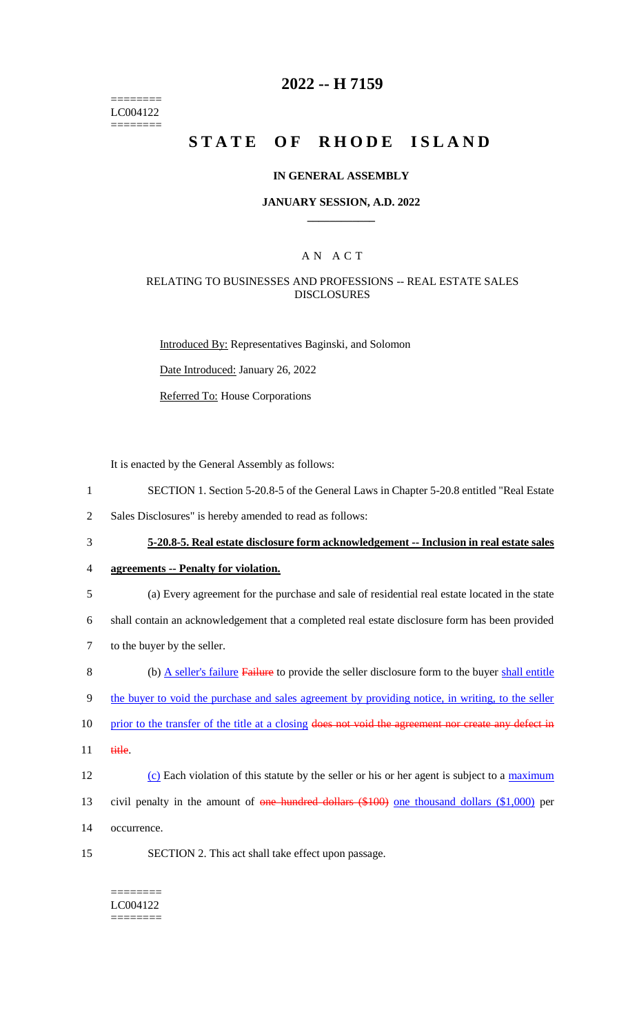LC004122

# 2022 -- H 7159

# STATE OF RHODE ISLAND

## IN GENERAL ASSEMBLY

### JANUARY SESSION, A.D. 2022

## A N A C T

### RELATING TO BUSINESSES AND PROFESSIONS -- REAL ESTATE SALES DISCLOSURES

Introduced By: Representatives Baginski, and Solomon

Date Introduced: January 26, 2022

Referred To: House Corporations

It is enacted by the General Assembly as follows:

1 SECTION 1. Section 5-20.8-5 of the General Laws in Chapter 5-20.8 entitled "Real Estate
2 Sales Disclosures" is hereby amended to read as follows:

3 **5-20.8-5. Real estate disclosure form acknowledgement -- Inclusion in real estate sales**
4 **agreements -- Penalty for violation.**

5 (a) Every agreement for the purchase and sale of residential real estate located in the state
6 shall contain an acknowledgement that a completed real estate disclosure form has been provided
7 to the buyer by the seller.

8 (b) A seller's failure ~~Failure~~ to provide the seller disclosure form to the buyer shall entitle
9 the buyer to void the purchase and sales agreement by providing notice, in writing, to the seller
10 prior to the transfer of the title at a closing ~~does not void the agreement nor create any defect in~~
11 ~~title~~.

12 (c) Each violation of this statute by the seller or his or her agent is subject to a maximum
13 civil penalty in the amount of ~~one hundred dollars ($100)~~ one thousand dollars ($1,000) per
14 occurrence.

15 SECTION 2. This act shall take effect upon passage.

LC004122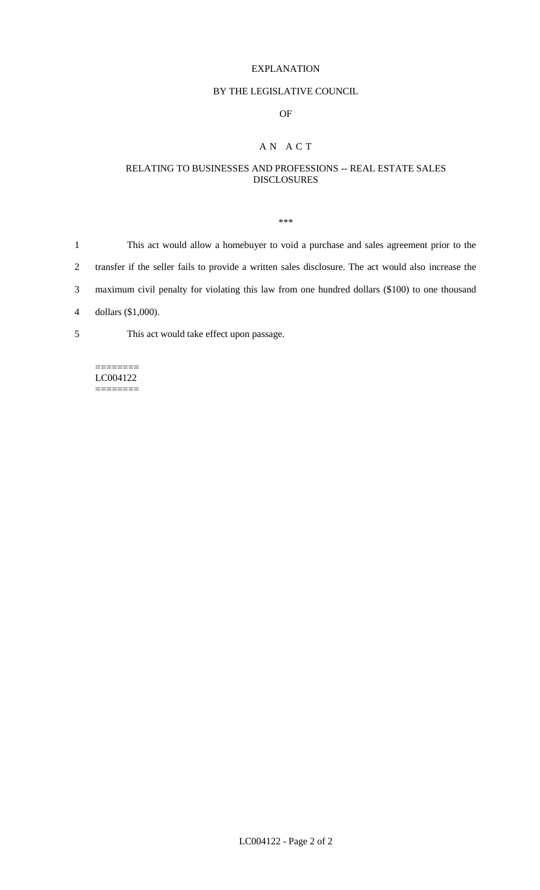EXPLANATION

BY THE LEGISLATIVE COUNCIL

OF

A N A C T

RELATING TO BUSINESSES AND PROFESSIONS -- REAL ESTATE SALES DISCLOSURES

\*\*\*

This act would allow a homebuyer to void a purchase and sales agreement prior to the transfer if the seller fails to provide a written sales disclosure. The act would also increase the maximum civil penalty for violating this law from one hundred dollars ($100) to one thousand dollars ($1,000).

This act would take effect upon passage.

========
LC004122
========